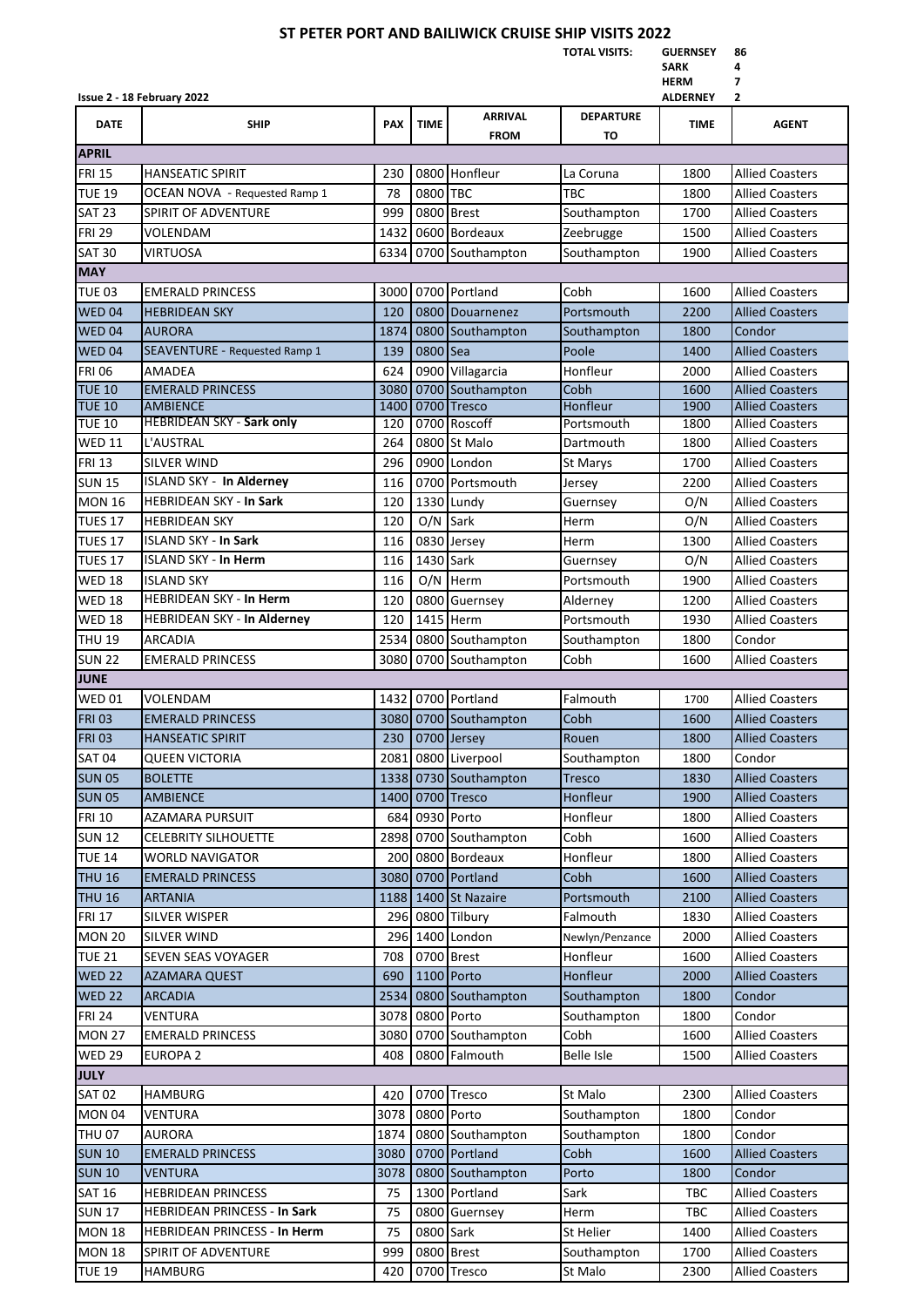# ST PETER PORT AND BAILIWICK CRUISE SHIP VISITS 2022

**TOTAL VISITS:**

| | |
|---|---|
| **GUERNSEY** | **86** |
| **SARK** | **4** |
| **HERM** | **7** |
| **ALDERNEY** | **2** |

**Issue 2 - 18 February 2022**

| DATE | SHIP | PAX | TIME | ARRIVAL FROM | DEPARTURE TO | TIME | AGENT |
|---|---|---|---|---|---|---|---|
| **APRIL** | | | | | | | |
| FRI 15 | HANSEATIC SPIRIT | 230 | 0800 | Honfleur | La Coruna | 1800 | Allied Coasters |
| TUE 19 | OCEAN NOVA - Requested Ramp 1 | 78 | 0800 | TBC | TBC | 1800 | Allied Coasters |
| SAT 23 | SPIRIT OF ADVENTURE | 999 | 0800 | Brest | Southampton | 1700 | Allied Coasters |
| FRI 29 | VOLENDAM | 1432 | 0600 | Bordeaux | Zeebrugge | 1500 | Allied Coasters |
| SAT 30 | VIRTUOSA | 6334 | 0700 | Southampton | Southampton | 1900 | Allied Coasters |
| **MAY** | | | | | | | |
| TUE 03 | EMERALD PRINCESS | 3000 | 0700 | Portland | Cobh | 1600 | Allied Coasters |
| WED 04 | HEBRIDEAN SKY | 120 | 0800 | Douarnenez | Portsmouth | 2200 | Allied Coasters |
| WED 04 | AURORA | 1874 | 0800 | Southampton | Southampton | 1800 | Condor |
| WED 04 | SEAVENTURE - Requested Ramp 1 | 139 | 0800 | Sea | Poole | 1400 | Allied Coasters |
| FRI 06 | AMADEA | 624 | 0900 | Villagarcia | Honfleur | 2000 | Allied Coasters |
| TUE 10 | EMERALD PRINCESS | 3080 | 0700 | Southampton | Cobh | 1600 | Allied Coasters |
| TUE 10 | AMBIENCE | 1400 | 0700 | Tresco | Honfleur | 1900 | Allied Coasters |
| TUE 10 | HEBRIDEAN SKY - **Sark only** | 120 | 0700 | Roscoff | Portsmouth | 1800 | Allied Coasters |
| WED 11 | L'AUSTRAL | 264 | 0800 | St Malo | Dartmouth | 1800 | Allied Coasters |
| FRI 13 | SILVER WIND | 296 | 0900 | London | St Marys | 1700 | Allied Coasters |
| SUN 15 | ISLAND SKY - **In Alderney** | 116 | 0700 | Portsmouth | Jersey | 2200 | Allied Coasters |
| MON 16 | HEBRIDEAN SKY - **In Sark** | 120 | 1330 | Lundy | Guernsey | O/N | Allied Coasters |
| TUES 17 | HEBRIDEAN SKY | 120 | O/N | Sark | Herm | O/N | Allied Coasters |
| TUES 17 | ISLAND SKY - **In Sark** | 116 | 0830 | Jersey | Herm | 1300 | Allied Coasters |
| TUES 17 | ISLAND SKY - **In Herm** | 116 | 1430 | Sark | Guernsey | O/N | Allied Coasters |
| WED 18 | ISLAND SKY | 116 | O/N | Herm | Portsmouth | 1900 | Allied Coasters |
| WED 18 | HEBRIDEAN SKY - **In Herm** | 120 | 0800 | Guernsey | Alderney | 1200 | Allied Coasters |
| WED 18 | HEBRIDEAN SKY - **In Alderney** | 120 | 1415 | Herm | Portsmouth | 1930 | Allied Coasters |
| THU 19 | ARCADIA | 2534 | 0800 | Southampton | Southampton | 1800 | Condor |
| SUN 22 | EMERALD PRINCESS | 3080 | 0700 | Southampton | Cobh | 1600 | Allied Coasters |
| **JUNE** | | | | | | | |
| WED 01 | VOLENDAM | 1432 | 0700 | Portland | Falmouth | 1700 | Allied Coasters |
| FRI 03 | EMERALD PRINCESS | 3080 | 0700 | Southampton | Cobh | 1600 | Allied Coasters |
| FRI 03 | HANSEATIC SPIRIT | 230 | 0700 | Jersey | Rouen | 1800 | Allied Coasters |
| SAT 04 | QUEEN VICTORIA | 2081 | 0800 | Liverpool | Southampton | 1800 | Condor |
| SUN 05 | BOLETTE | 1338 | 0730 | Southampton | Tresco | 1830 | Allied Coasters |
| SUN 05 | AMBIENCE | 1400 | 0700 | Tresco | Honfleur | 1900 | Allied Coasters |
| FRI 10 | AZAMARA PURSUIT | 684 | 0930 | Porto | Honfleur | 1800 | Allied Coasters |
| SUN 12 | CELEBRITY SILHOUETTE | 2898 | 0700 | Southampton | Cobh | 1600 | Allied Coasters |
| TUE 14 | WORLD NAVIGATOR | 200 | 0800 | Bordeaux | Honfleur | 1800 | Allied Coasters |
| THU 16 | EMERALD PRINCESS | 3080 | 0700 | Portland | Cobh | 1600 | Allied Coasters |
| THU 16 | ARTANIA | 1188 | 1400 | St Nazaire | Portsmouth | 2100 | Allied Coasters |
| FRI 17 | SILVER WISPER | 296 | 0800 | Tilbury | Falmouth | 1830 | Allied Coasters |
| MON 20 | SILVER WIND | 296 | 1400 | London | Newlyn/Penzance | 2000 | Allied Coasters |
| TUE 21 | SEVEN SEAS VOYAGER | 708 | 0700 | Brest | Honfleur | 1600 | Allied Coasters |
| WED 22 | AZAMARA QUEST | 690 | 1100 | Porto | Honfleur | 2000 | Allied Coasters |
| WED 22 | ARCADIA | 2534 | 0800 | Southampton | Southampton | 1800 | Condor |
| FRI 24 | VENTURA | 3078 | 0800 | Porto | Southampton | 1800 | Condor |
| MON 27 | EMERALD PRINCESS | 3080 | 0700 | Southampton | Cobh | 1600 | Allied Coasters |
| WED 29 | EUROPA 2 | 408 | 0800 | Falmouth | Belle Isle | 1500 | Allied Coasters |
| **JULY** | | | | | | | |
| SAT 02 | HAMBURG | 420 | 0700 | Tresco | St Malo | 2300 | Allied Coasters |
| MON 04 | VENTURA | 3078 | 0800 | Porto | Southampton | 1800 | Condor |
| THU 07 | AURORA | 1874 | 0800 | Southampton | Southampton | 1800 | Condor |
| SUN 10 | EMERALD PRINCESS | 3080 | 0700 | Portland | Cobh | 1600 | Allied Coasters |
| SUN 10 | VENTURA | 3078 | 0800 | Southampton | Porto | 1800 | Condor |
| SAT 16 | HEBRIDEAN PRINCESS | 75 | 1300 | Portland | Sark | TBC | Allied Coasters |
| SUN 17 | HEBRIDEAN PRINCESS - **In Sark** | 75 | 0800 | Guernsey | Herm | TBC | Allied Coasters |
| MON 18 | HEBRIDEAN PRINCESS - **In Herm** | 75 | 0800 | Sark | St Helier | 1400 | Allied Coasters |
| MON 18 | SPIRIT OF ADVENTURE | 999 | 0800 | Brest | Southampton | 1700 | Allied Coasters |
| TUE 19 | HAMBURG | 420 | 0700 | Tresco | St Malo | 2300 | Allied Coasters |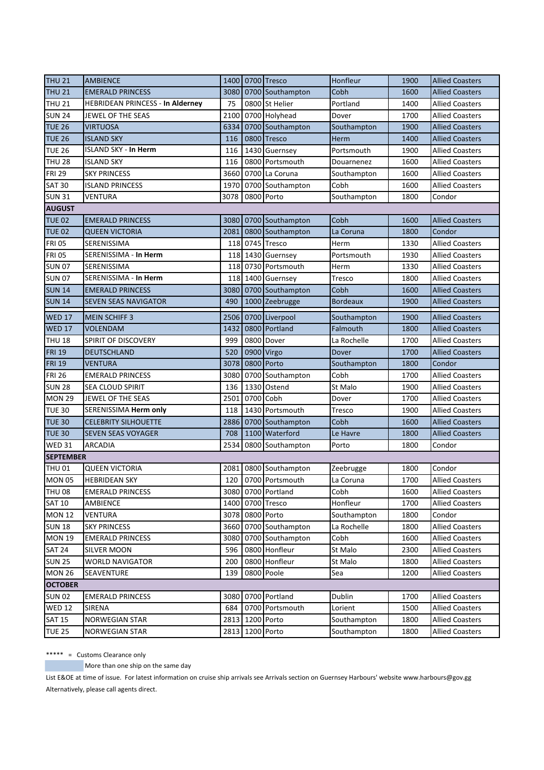| | | | | | | | |
|---|---|---|---|---|---|---|---|
| THU 21 | AMBIENCE | 1400 | 0700 | Tresco | Honfleur | 1900 | Allied Coasters |
| THU 21 | EMERALD PRINCESS | 3080 | 0700 | Southampton | Cobh | 1600 | Allied Coasters |
| THU 21 | HEBRIDEAN PRINCESS - **In Alderney** | 75 | 0800 | St Helier | Portland | 1400 | Allied Coasters |
| SUN 24 | JEWEL OF THE SEAS | 2100 | 0700 | Holyhead | Dover | 1700 | Allied Coasters |
| TUE 26 | VIRTUOSA | 6334 | 0700 | Southampton | Southampton | 1900 | Allied Coasters |
| TUE 26 | ISLAND SKY | 116 | 0800 | Tresco | Herm | 1400 | Allied Coasters |
| TUE 26 | ISLAND SKY - **In Herm** | 116 | 1430 | Guernsey | Portsmouth | 1900 | Allied Coasters |
| THU 28 | ISLAND SKY | 116 | 0800 | Portsmouth | Douarnenez | 1600 | Allied Coasters |
| FRI 29 | SKY PRINCESS | 3660 | 0700 | La Coruna | Southampton | 1600 | Allied Coasters |
| SAT 30 | ISLAND PRINCESS | 1970 | 0700 | Southampton | Cobh | 1600 | Allied Coasters |
| SUN 31 | VENTURA | 3078 | 0800 | Porto | Southampton | 1800 | Condor |
| **AUGUST** | | | | | | | |
| TUE 02 | EMERALD PRINCESS | 3080 | 0700 | Southampton | Cobh | 1600 | Allied Coasters |
| TUE 02 | QUEEN VICTORIA | 2081 | 0800 | Southampton | La Coruna | 1800 | Condor |
| FRI 05 | SERENISSIMA | 118 | 0745 | Tresco | Herm | 1330 | Allied Coasters |
| FRI 05 | SERENISSIMA - **In Herm** | 118 | 1430 | Guernsey | Portsmouth | 1930 | Allied Coasters |
| SUN 07 | SERENISSIMA | 118 | 0730 | Portsmouth | Herm | 1330 | Allied Coasters |
| SUN 07 | SERENISSIMA - **In Herm** | 118 | 1400 | Guernsey | Tresco | 1800 | Allied Coasters |
| SUN 14 | EMERALD PRINCESS | 3080 | 0700 | Southampton | Cobh | 1600 | Allied Coasters |
| SUN 14 | SEVEN SEAS NAVIGATOR | 490 | 1000 | Zeebrugge | Bordeaux | 1900 | Allied Coasters |
| WED 17 | MEIN SCHIFF 3 | 2506 | 0700 | Liverpool | Southampton | 1900 | Allied Coasters |
| WED 17 | VOLENDAM | 1432 | 0800 | Portland | Falmouth | 1800 | Allied Coasters |
| THU 18 | SPIRIT OF DISCOVERY | 999 | 0800 | Dover | La Rochelle | 1700 | Allied Coasters |
| FRI 19 | DEUTSCHLAND | 520 | 0900 | Virgo | Dover | 1700 | Allied Coasters |
| FRI 19 | VENTURA | 3078 | 0800 | Porto | Southampton | 1800 | Condor |
| FRI 26 | EMERALD PRINCESS | 3080 | 0700 | Southampton | Cobh | 1700 | Allied Coasters |
| SUN 28 | SEA CLOUD SPIRIT | 136 | 1330 | Ostend | St Malo | 1900 | Allied Coasters |
| MON 29 | JEWEL OF THE SEAS | 2501 | 0700 | Cobh | Dover | 1700 | Allied Coasters |
| TUE 30 | SERENISSIMA **Herm only** | 118 | 1430 | Portsmouth | Tresco | 1900 | Allied Coasters |
| TUE 30 | CELEBRITY SILHOUETTE | 2886 | 0700 | Southampton | Cobh | 1600 | Allied Coasters |
| TUE 30 | SEVEN SEAS VOYAGER | 708 | 1100 | Waterford | Le Havre | 1800 | Allied Coasters |
| WED 31 | ARCADIA | 2534 | 0800 | Southampton | Porto | 1800 | Condor |
| **SEPTEMBER** | | | | | | | |
| THU 01 | QUEEN VICTORIA | 2081 | 0800 | Southampton | Zeebrugge | 1800 | Condor |
| MON 05 | HEBRIDEAN SKY | 120 | 0700 | Portsmouth | La Coruna | 1700 | Allied Coasters |
| THU 08 | EMERALD PRINCESS | 3080 | 0700 | Portland | Cobh | 1600 | Allied Coasters |
| SAT 10 | AMBIENCE | 1400 | 0700 | Tresco | Honfleur | 1700 | Allied Coasters |
| MON 12 | VENTURA | 3078 | 0800 | Porto | Southampton | 1800 | Condor |
| SUN 18 | SKY PRINCESS | 3660 | 0700 | Southampton | La Rochelle | 1800 | Allied Coasters |
| MON 19 | EMERALD PRINCESS | 3080 | 0700 | Southampton | Cobh | 1600 | Allied Coasters |
| SAT 24 | SILVER MOON | 596 | 0800 | Honfleur | St Malo | 2300 | Allied Coasters |
| SUN 25 | WORLD NAVIGATOR | 200 | 0800 | Honfleur | St Malo | 1800 | Allied Coasters |
| MON 26 | SEAVENTURE | 139 | 0800 | Poole | Sea | 1200 | Allied Coasters |
| **OCTOBER** | | | | | | | |
| SUN 02 | EMERALD PRINCESS | 3080 | 0700 | Portland | Dublin | 1700 | Allied Coasters |
| WED 12 | SIRENA | 684 | 0700 | Portsmouth | Lorient | 1500 | Allied Coasters |
| SAT 15 | NORWEGIAN STAR | 2813 | 1200 | Porto | Southampton | 1800 | Allied Coasters |
| TUE 25 | NORWEGIAN STAR | 2813 | 1200 | Porto | Southampton | 1800 | Allied Coasters |

***** = Customs Clearance only

More than one ship on the same day

List E&OE at time of issue. For latest information on cruise ship arrivals see Arrivals section on Guernsey Harbours' website www.harbours@gov.gg

Alternatively, please call agents direct.